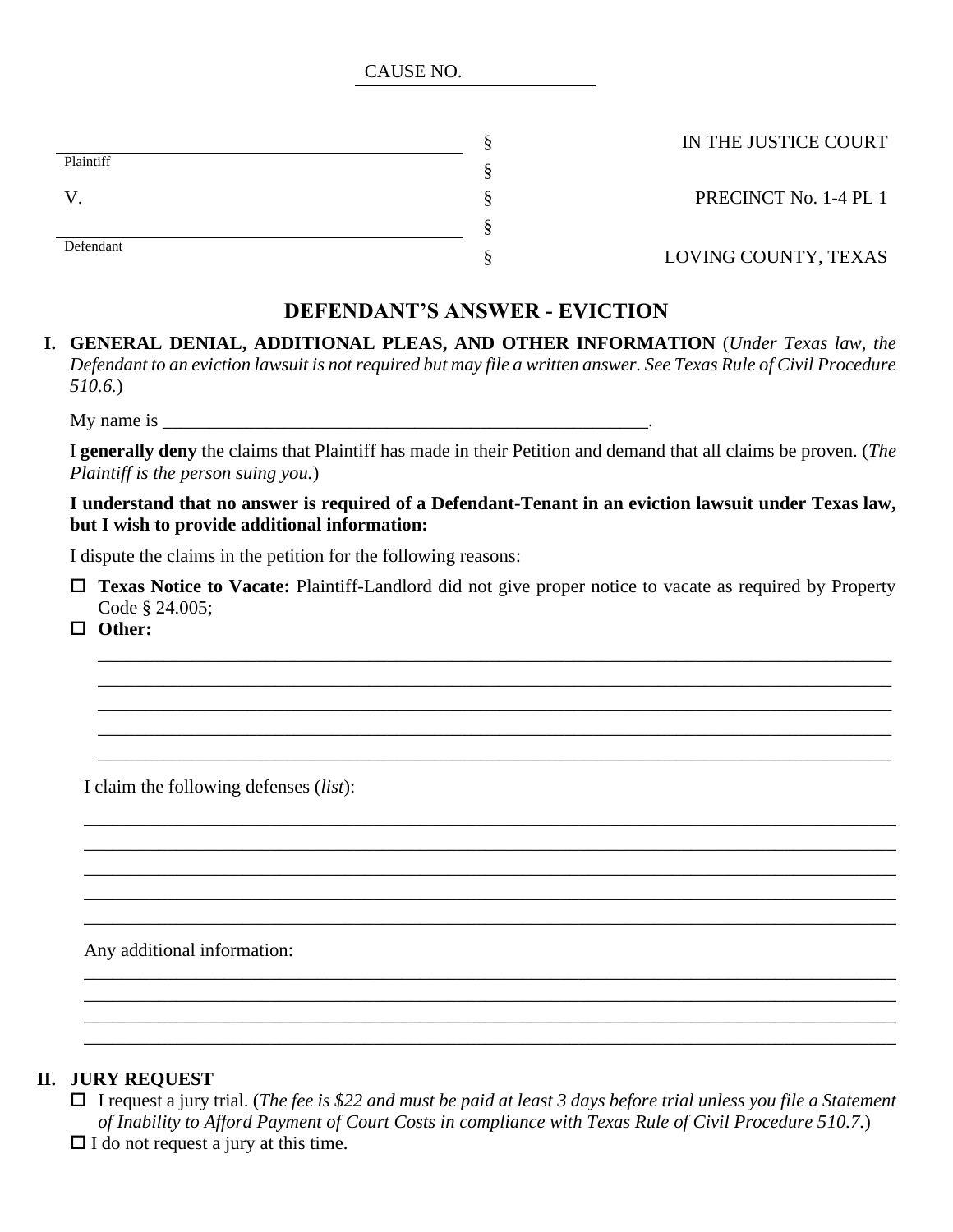CAUSE NO. ______________

| | | |
|---|---|---|
| ______________________________ | § | IN THE JUSTICE COURT |
| Plaintiff | § | |
| V. | § | PRECINCT No. 1-4 PL 1 |
| ______________________________ | § | |
| Defendant | § | LOVING COUNTY, TEXAS |

# DEFENDANT'S ANSWER - EVICTION

**I. GENERAL DENIAL, ADDITIONAL PLEAS, AND OTHER INFORMATION** (*Under Texas law, the Defendant to an eviction lawsuit is not required but may file a written answer. See Texas Rule of Civil Procedure 510.6.*)

My name is ________________________________________________________.

I **generally deny** the claims that Plaintiff has made in their Petition and demand that all claims be proven. (*The Plaintiff is the person suing you.*)

**I understand that no answer is required of a Defendant-Tenant in an eviction lawsuit under Texas law, but I wish to provide additional information:**

I dispute the claims in the petition for the following reasons:

- ☐ **Texas Notice to Vacate:** Plaintiff-Landlord did not give proper notice to vacate as required by Property Code § 24.005;
- ☐ **Other:**

______________________________________________________________________________________
______________________________________________________________________________________
______________________________________________________________________________________
______________________________________________________________________________________
______________________________________________________________________________________

I claim the following defenses (*list*):

______________________________________________________________________________________
______________________________________________________________________________________
______________________________________________________________________________________
______________________________________________________________________________________
______________________________________________________________________________________

Any additional information:

______________________________________________________________________________________
______________________________________________________________________________________
______________________________________________________________________________________
______________________________________________________________________________________

**II. JURY REQUEST**

- ☐ I request a jury trial. (*The fee is $22 and must be paid at least 3 days before trial unless you file a Statement of Inability to Afford Payment of Court Costs in compliance with Texas Rule of Civil Procedure 510.7.*)
- ☐ I do not request a jury at this time.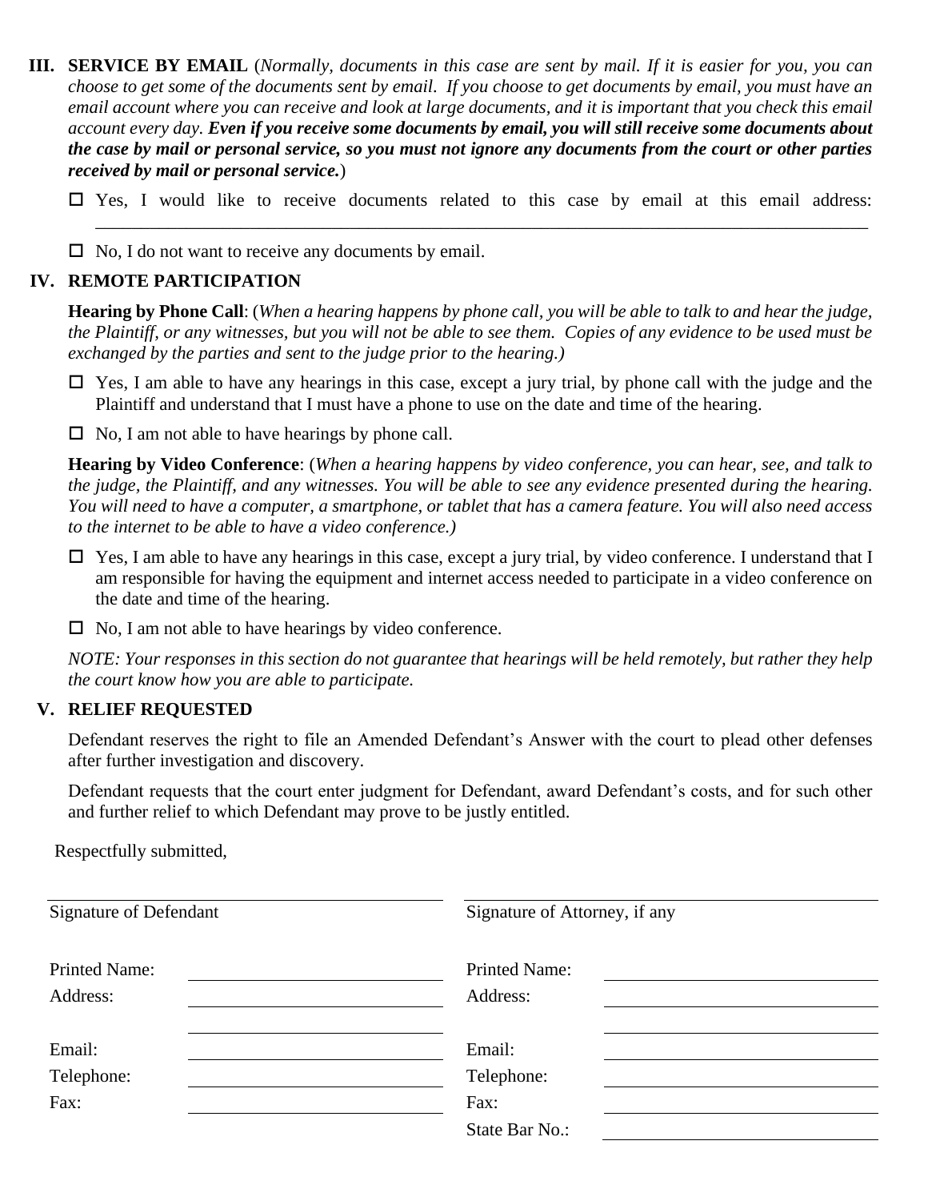## III. SERVICE BY EMAIL

(*Normally, documents in this case are sent by mail. If it is easier for you, you can choose to get some of the documents sent by email. If you choose to get documents by email, you must have an email account where you can receive and look at large documents, and it is important that you check this email account every day.* ***Even if you receive some documents by email, you will still receive some documents about the case by mail or personal service, so you must not ignore any documents from the court or other parties received by mail or personal service.***)

☐ Yes, I would like to receive documents related to this case by email at this email address: ______________________________________________________________________________

☐ No, I do not want to receive any documents by email.

## IV. REMOTE PARTICIPATION

**Hearing by Phone Call**: (*When a hearing happens by phone call, you will be able to talk to and hear the judge, the Plaintiff, or any witnesses, but you will not be able to see them. Copies of any evidence to be used must be exchanged by the parties and sent to the judge prior to the hearing.)*

☐ Yes, I am able to have any hearings in this case, except a jury trial, by phone call with the judge and the Plaintiff and understand that I must have a phone to use on the date and time of the hearing.

☐ No, I am not able to have hearings by phone call.

**Hearing by Video Conference**: (*When a hearing happens by video conference, you can hear, see, and talk to the judge, the Plaintiff, and any witnesses. You will be able to see any evidence presented during the hearing. You will need to have a computer, a smartphone, or tablet that has a camera feature. You will also need access to the internet to be able to have a video conference.)*

☐ Yes, I am able to have any hearings in this case, except a jury trial, by video conference. I understand that I am responsible for having the equipment and internet access needed to participate in a video conference on the date and time of the hearing.

☐ No, I am not able to have hearings by video conference.

*NOTE: Your responses in this section do not guarantee that hearings will be held remotely, but rather they help the court know how you are able to participate.*

## V. RELIEF REQUESTED

Defendant reserves the right to file an Amended Defendant's Answer with the court to plead other defenses after further investigation and discovery.

Defendant requests that the court enter judgment for Defendant, award Defendant's costs, and for such other and further relief to which Defendant may prove to be justly entitled.

Respectfully submitted,

| ______________________________ | | ______________________________ | |
|---|---|---|---|
| Signature of Defendant | | Signature of Attorney, if any | |
| Printed Name: | ____________ | Printed Name: | ____________ |
| Address: | ____________ | Address: | ____________ |
| | ____________ | | ____________ |
| Email: | ____________ | Email: | ____________ |
| Telephone: | ____________ | Telephone: | ____________ |
| Fax: | ____________ | Fax: | ____________ |
| | | State Bar No.: | ____________ |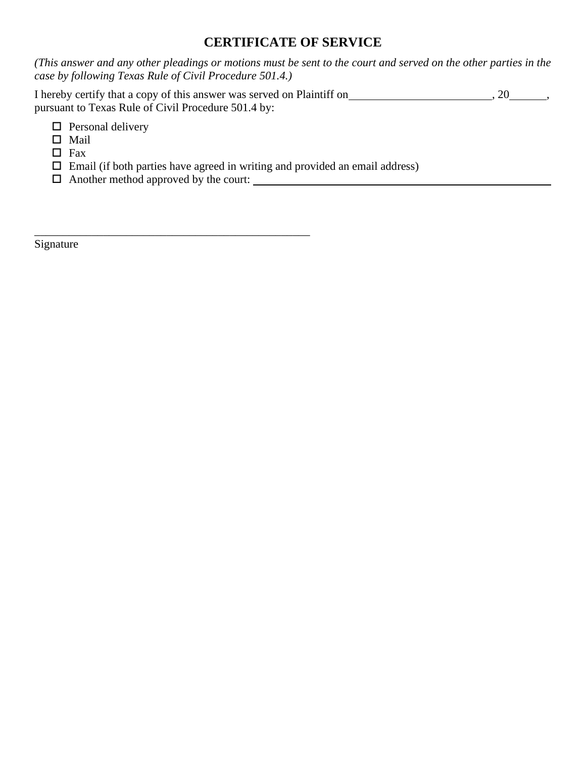# CERTIFICATE OF SERVICE

*(This answer and any other pleadings or motions must be sent to the court and served on the other parties in the case by following Texas Rule of Civil Procedure 501.4.)*

I hereby certify that a copy of this answer was served on Plaintiff on_________________________, 20______, pursuant to Texas Rule of Civil Procedure 501.4 by:

- ☐ Personal delivery
- ☐ Mail
- ☐ Fax
- ☐ Email (if both parties have agreed in writing and provided an email address)
- ☐ Another method approved by the court: ____________________________________________________

_______________________________________________
Signature